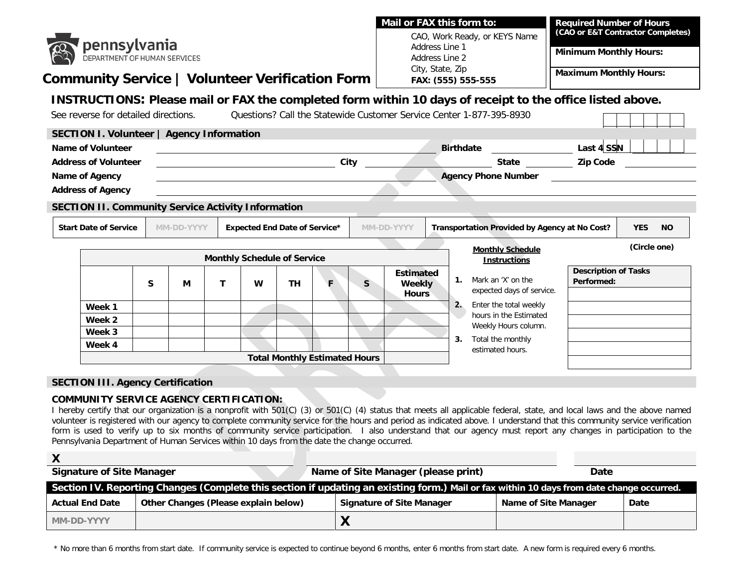pennsylvania
DEPARTMENT OF HUMAN SERVICES

# Community Service | Volunteer Verification Form

| Mail or FAX this form to: |
| --- |
| CAO, Work Ready, or KEYS Name<br>Address Line 1<br>Address Line 2<br>City, State, Zip<br>**FAX: (555) 555-555** |

| Required Number of Hours (CAO or E&T Contractor Completes) |
| --- |
| Minimum Monthly Hours: |
| Maximum Monthly Hours: |

## INSTRUCTIONS: Please mail or FAX the completed form within 10 days of receipt to the office listed above.

See reverse for detailed directions. Questions? Call the Statewide Customer Service Center 1-877-395-8930

### SECTION I. Volunteer | Agency Information

**Name of Volunteer** ______________________ **Birthdate** __________ **Last 4 SSN** __________

**Address of Volunteer** ______________________ **City** __________ **State** __________ **Zip Code** __________

**Name of Agency** ______________________ **Agency Phone Number** __________

**Address of Agency** ______________________

### SECTION II. Community Service Activity Information

| Start Date of Service | MM-DD-YYYY | Expected End Date of Service* | MM-DD-YYYY | Transportation Provided by Agency at No Cost? | YES NO |
| --- | --- | --- | --- | --- | --- |

(Circle one)

**Monthly Schedule of Service**

| | S | M | T | W | TH | F | S | Estimated Weekly Hours |
| --- | --- | --- | --- | --- | --- | --- | --- | --- |
| Week 1 | | | | | | | | |
| Week 2 | | | | | | | | |
| Week 3 | | | | | | | | |
| Week 4 | | | | | | | | |
| | | | | | | | Total Monthly Estimated Hours | |

**Monthly Schedule Instructions**

1. Mark an 'X' on the expected days of service.
2. Enter the total weekly hours in the Estimated Weekly Hours column.
3. Total the monthly estimated hours.

| Description of Tasks Performed: |
| --- |
| |
| |
| |
| |
| |
| |

### SECTION III. Agency Certification

**COMMUNITY SERVICE AGENCY CERTIFICATION:**

I hereby certify that our organization is a nonprofit with 501(C) (3) or 501(C) (4) status that meets all applicable federal, state, and local laws and the above named volunteer is registered with our agency to complete community service for the hours and period as indicated above. I understand that this community service verification form is used to verify up to six months of community service participation. I also understand that our agency must report any changes in participation to the Pennsylvania Department of Human Services within 10 days from the date the change occurred.

| X | | |
| --- | --- | --- |
| **Signature of Site Manager** | **Name of Site Manager (please print)** | **Date** |

### Section IV. Reporting Changes (Complete this section if updating an existing form.) Mail or fax within 10 days from date change occurred.

| Actual End Date | Other Changes (Please explain below) | Signature of Site Manager | Name of Site Manager | Date |
| --- | --- | --- | --- | --- |
| MM-DD-YYYY | | X | | |

* No more than 6 months from start date. If community service is expected to continue beyond 6 months, enter 6 months from start date. A new form is required every 6 months.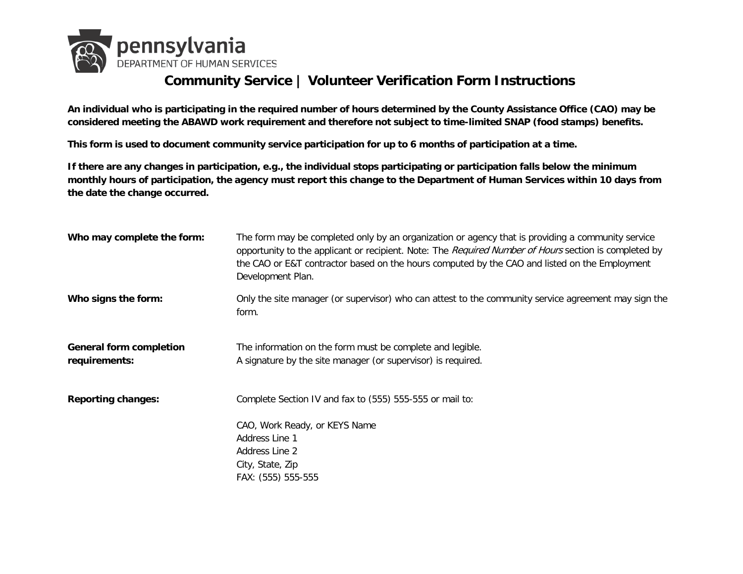pennsylvania
DEPARTMENT OF HUMAN SERVICES

# Community Service | Volunteer Verification Form Instructions

**An individual who is participating in the required number of hours determined by the County Assistance Office (CAO) may be considered meeting the ABAWD work requirement and therefore not subject to time-limited SNAP (food stamps) benefits.**

**This form is used to document community service participation for up to 6 months of participation at a time.**

**If there are any changes in participation, e.g., the individual stops participating or participation falls below the minimum monthly hours of participation, the agency must report this change to the Department of Human Services within 10 days from the date the change occurred.**

| | |
|---|---|
| **Who may complete the form:** | The form may be completed only by an organization or agency that is providing a community service opportunity to the applicant or recipient. Note: The *Required Number of Hours* section is completed by the CAO or E&T contractor based on the hours computed by the CAO and listed on the Employment Development Plan. |
| **Who signs the form:** | Only the site manager (or supervisor) who can attest to the community service agreement may sign the form. |
| **General form completion requirements:** | The information on the form must be complete and legible.<br>A signature by the site manager (or supervisor) is required. |
| **Reporting changes:** | Complete Section IV and fax to (555) 555-555 or mail to:<br><br>CAO, Work Ready, or KEYS Name<br>Address Line 1<br>Address Line 2<br>City, State, Zip<br>FAX: (555) 555-555 |